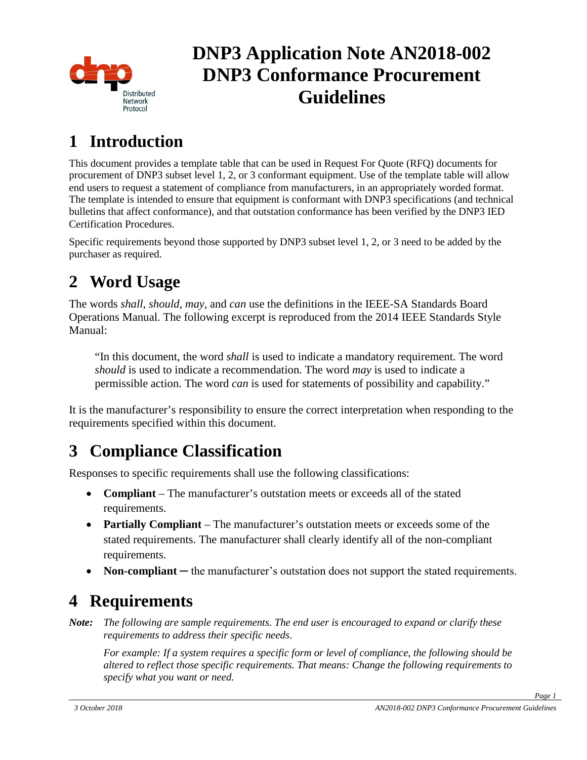# DNP3 Application Note AN2018-002 DNP3 Conformance Procurement Guidelines

## 1 Introduction

This document provides a template table that can be used in Request For Quote (RFQ) documents for procurement of DNP3 subset level 1, 2, or 3 conformant equipment. Use of the template table will allow end users to request a statement of compliance from manufacturers, in an appropriately worded format. The template is intended to ensure that equipment is conformant with DNP3 specifications (and technical bulletins that affect conformance), and that outstation conformance has been verified by the DNP3 IED Certification Procedures.

Specific requirements beyond those supported by DNP3 subset level 1, 2, or 3 need to be added by the purchaser as required.

## 2 Word Usage

The words *shall*, *should*, *may*, and *can* use the definitions in the IEEE-SA Standards Board Operations Manual. The following excerpt is reproduced from the 2014 IEEE Standards Style Manual:

> "In this document, the word *shall* is used to indicate a mandatory requirement. The word *should* is used to indicate a recommendation. The word *may* is used to indicate a permissible action. The word *can* is used for statements of possibility and capability."

It is the manufacturer's responsibility to ensure the correct interpretation when responding to the requirements specified within this document.

## 3 Compliance Classification

Responses to specific requirements shall use the following classifications:

- **Compliant** – The manufacturer's outstation meets or exceeds all of the stated requirements.
- **Partially Compliant** – The manufacturer's outstation meets or exceeds some of the stated requirements. The manufacturer shall clearly identify all of the non-compliant requirements.
- **Non-compliant** – the manufacturer's outstation does not support the stated requirements.

## 4 Requirements

***Note:*** *The following are sample requirements. The end user is encouraged to expand or clarify these requirements to address their specific needs.*

*For example: If a system requires a specific form or level of compliance, the following should be altered to reflect those specific requirements. That means: Change the following requirements to specify what you want or need.*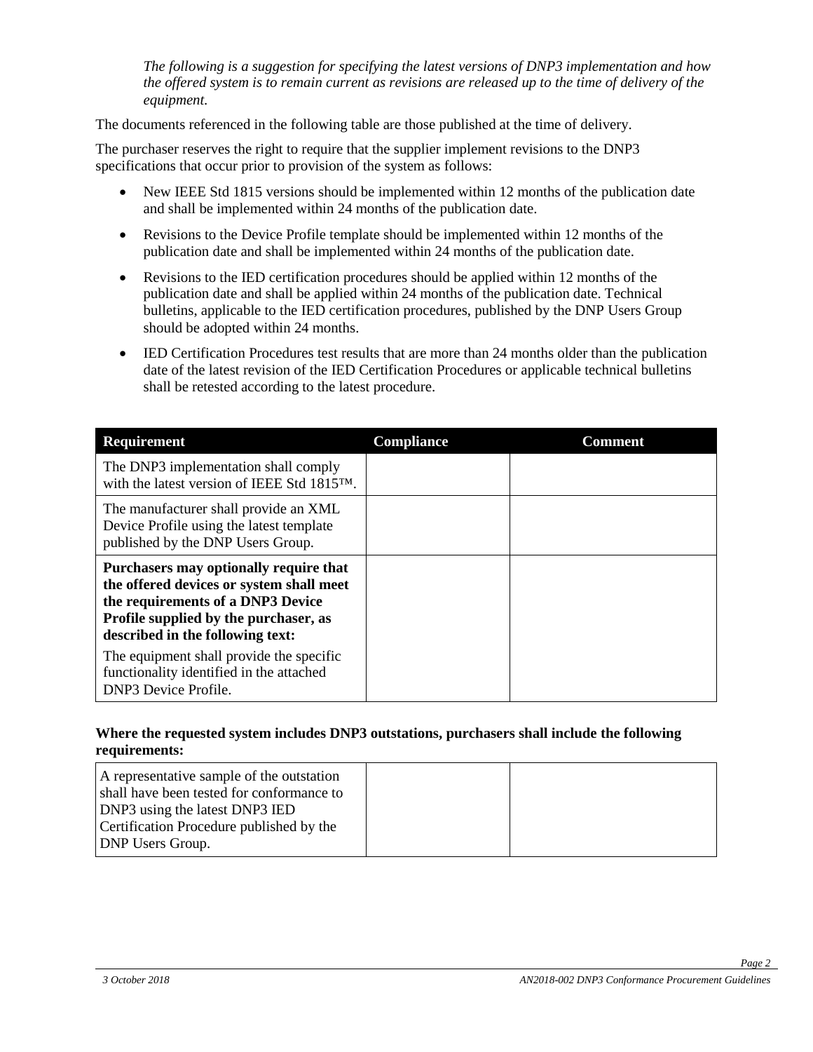*The following is a suggestion for specifying the latest versions of DNP3 implementation and how the offered system is to remain current as revisions are released up to the time of delivery of the equipment.*

The documents referenced in the following table are those published at the time of delivery.

The purchaser reserves the right to require that the supplier implement revisions to the DNP3 specifications that occur prior to provision of the system as follows:

- New IEEE Std 1815 versions should be implemented within 12 months of the publication date and shall be implemented within 24 months of the publication date.
- Revisions to the Device Profile template should be implemented within 12 months of the publication date and shall be implemented within 24 months of the publication date.
- Revisions to the IED certification procedures should be applied within 12 months of the publication date and shall be applied within 24 months of the publication date. Technical bulletins, applicable to the IED certification procedures, published by the DNP Users Group should be adopted within 24 months.
- IED Certification Procedures test results that are more than 24 months older than the publication date of the latest revision of the IED Certification Procedures or applicable technical bulletins shall be retested according to the latest procedure.

| Requirement | Compliance | Comment |
|---|---|---|
| The DNP3 implementation shall comply with the latest version of IEEE Std 1815™. | | |
| The manufacturer shall provide an XML Device Profile using the latest template published by the DNP Users Group. | | |
| **Purchasers may optionally require that the offered devices or system shall meet the requirements of a DNP3 Device Profile supplied by the purchaser, as described in the following text:** The equipment shall provide the specific functionality identified in the attached DNP3 Device Profile. | | |

**Where the requested system includes DNP3 outstations, purchasers shall include the following requirements:**

| | | |
|---|---|---|
| A representative sample of the outstation shall have been tested for conformance to DNP3 using the latest DNP3 IED Certification Procedure published by the DNP Users Group. | | |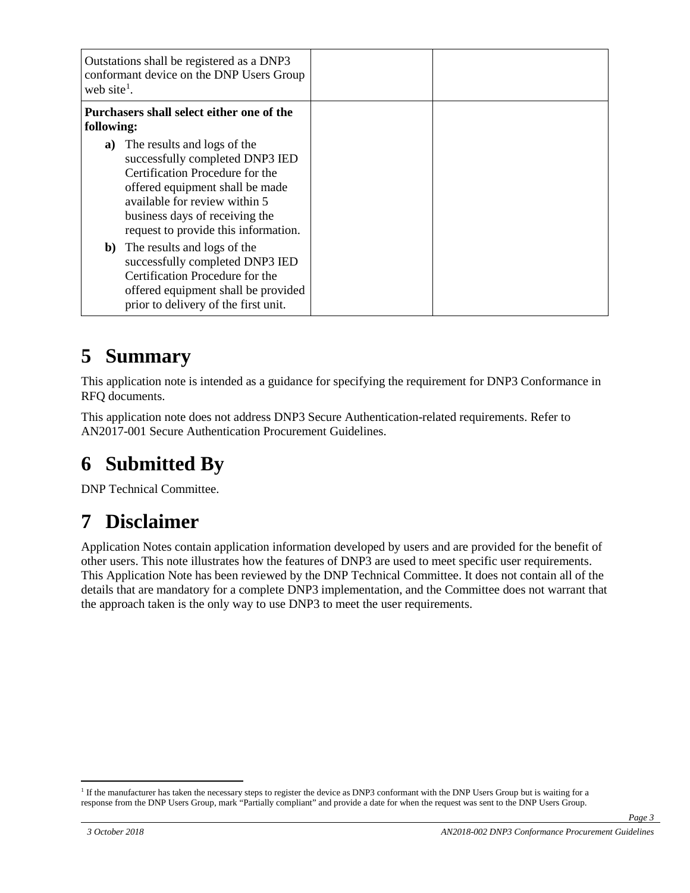| | | |
|---|---|---|
| Outstations shall be registered as a DNP3 conformant device on the DNP Users Group web site[1]. | | |
| **Purchasers shall select either one of the following:**<br>**a)** The results and logs of the successfully completed DNP3 IED Certification Procedure for the offered equipment shall be made available for review within 5 business days of receiving the request to provide this information.<br>**b)** The results and logs of the successfully completed DNP3 IED Certification Procedure for the offered equipment shall be provided prior to delivery of the first unit. | | |

# 5 Summary

This application note is intended as a guidance for specifying the requirement for DNP3 Conformance in RFQ documents.

This application note does not address DNP3 Secure Authentication-related requirements. Refer to AN2017-001 Secure Authentication Procurement Guidelines.

# 6 Submitted By

DNP Technical Committee.

# 7 Disclaimer

Application Notes contain application information developed by users and are provided for the benefit of other users. This note illustrates how the features of DNP3 are used to meet specific user requirements. This Application Note has been reviewed by the DNP Technical Committee. It does not contain all of the details that are mandatory for a complete DNP3 implementation, and the Committee does not warrant that the approach taken is the only way to use DNP3 to meet the user requirements.

---

[1] If the manufacturer has taken the necessary steps to register the device as DNP3 conformant with the DNP Users Group but is waiting for a response from the DNP Users Group, mark "Partially compliant" and provide a date for when the request was sent to the DNP Users Group.